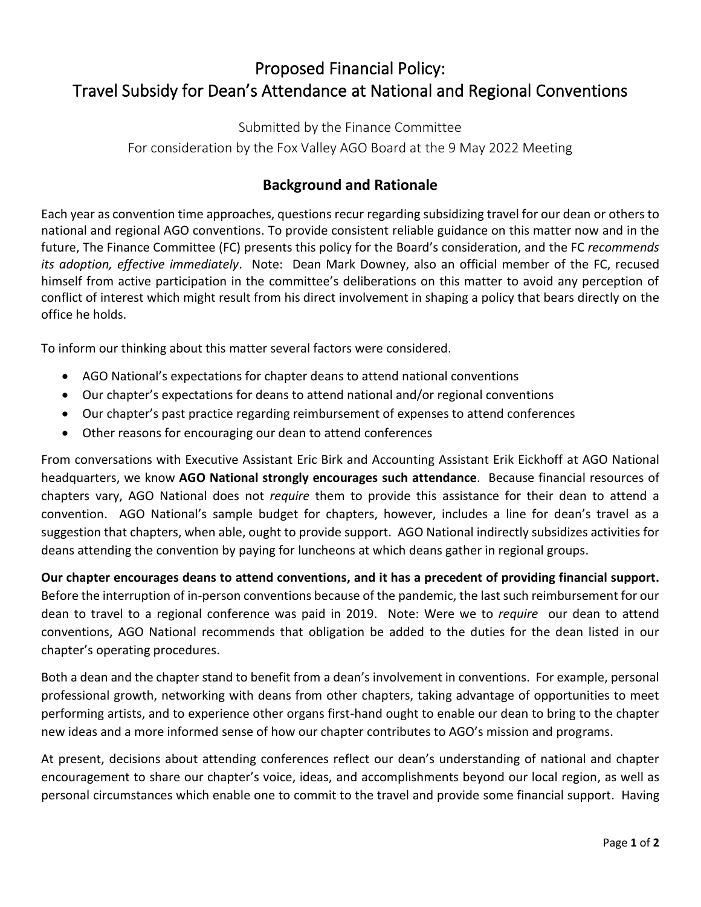# Proposed Financial Policy:
# Travel Subsidy for Dean's Attendance at National and Regional Conventions

Submitted by the Finance Committee

For consideration by the Fox Valley AGO Board at the 9 May 2022 Meeting

## Background and Rationale

Each year as convention time approaches, questions recur regarding subsidizing travel for our dean or others to national and regional AGO conventions. To provide consistent reliable guidance on this matter now and in the future, The Finance Committee (FC) presents this policy for the Board's consideration, and the FC *recommends its adoption, effective immediately*. Note: Dean Mark Downey, also an official member of the FC, recused himself from active participation in the committee's deliberations on this matter to avoid any perception of conflict of interest which might result from his direct involvement in shaping a policy that bears directly on the office he holds.

To inform our thinking about this matter several factors were considered.

- AGO National's expectations for chapter deans to attend national conventions
- Our chapter's expectations for deans to attend national and/or regional conventions
- Our chapter's past practice regarding reimbursement of expenses to attend conferences
- Other reasons for encouraging our dean to attend conferences

From conversations with Executive Assistant Eric Birk and Accounting Assistant Erik Eickhoff at AGO National headquarters, we know **AGO National strongly encourages such attendance**. Because financial resources of chapters vary, AGO National does not *require* them to provide this assistance for their dean to attend a convention. AGO National's sample budget for chapters, however, includes a line for dean's travel as a suggestion that chapters, when able, ought to provide support. AGO National indirectly subsidizes activities for deans attending the convention by paying for luncheons at which deans gather in regional groups.

**Our chapter encourages deans to attend conventions, and it has a precedent of providing financial support.** Before the interruption of in-person conventions because of the pandemic, the last such reimbursement for our dean to travel to a regional conference was paid in 2019. Note: Were we to *require* our dean to attend conventions, AGO National recommends that obligation be added to the duties for the dean listed in our chapter's operating procedures.

Both a dean and the chapter stand to benefit from a dean's involvement in conventions. For example, personal professional growth, networking with deans from other chapters, taking advantage of opportunities to meet performing artists, and to experience other organs first-hand ought to enable our dean to bring to the chapter new ideas and a more informed sense of how our chapter contributes to AGO's mission and programs.

At present, decisions about attending conferences reflect our dean's understanding of national and chapter encouragement to share our chapter's voice, ideas, and accomplishments beyond our local region, as well as personal circumstances which enable one to commit to the travel and provide some financial support. Having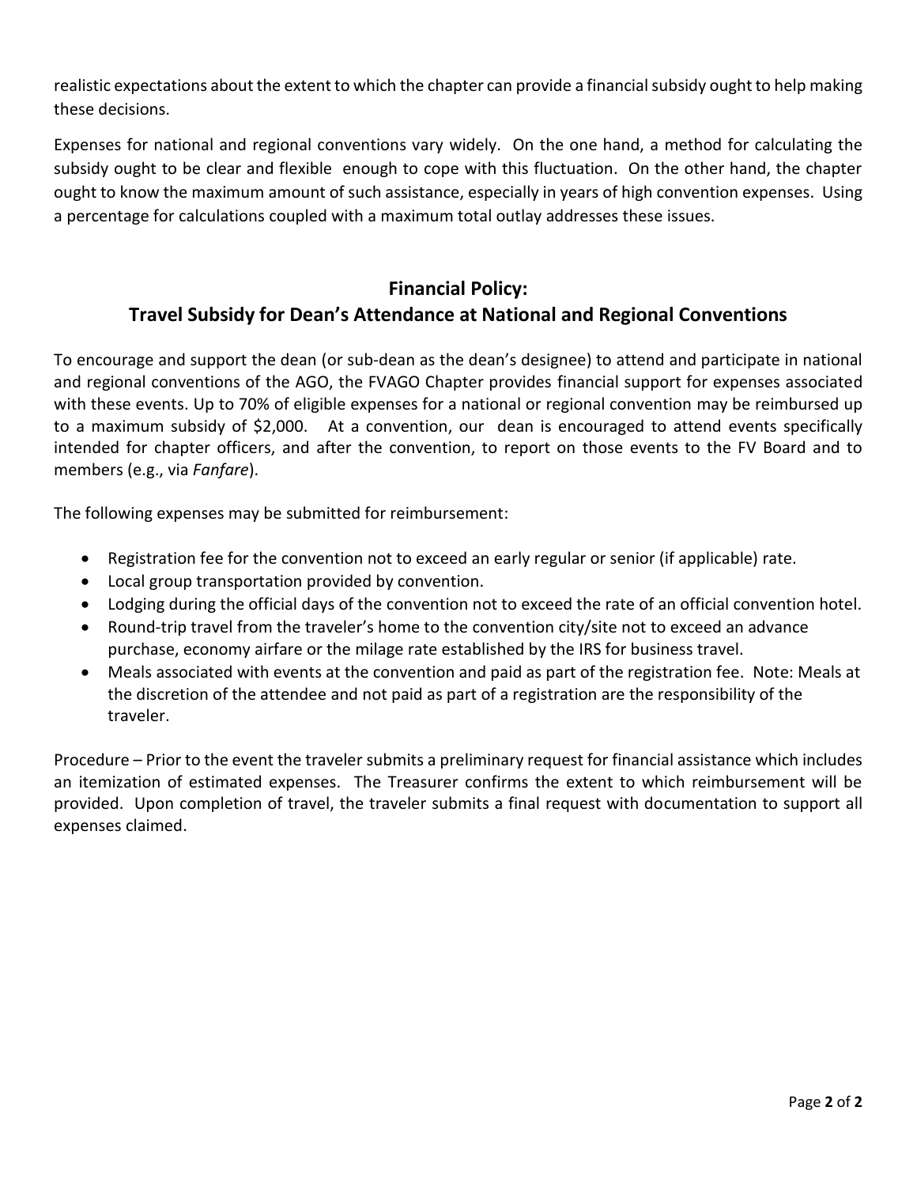realistic expectations about the extent to which the chapter can provide a financial subsidy ought to help making these decisions.

Expenses for national and regional conventions vary widely. On the one hand, a method for calculating the subsidy ought to be clear and flexible enough to cope with this fluctuation. On the other hand, the chapter ought to know the maximum amount of such assistance, especially in years of high convention expenses. Using a percentage for calculations coupled with a maximum total outlay addresses these issues.

## Financial Policy: Travel Subsidy for Dean's Attendance at National and Regional Conventions

To encourage and support the dean (or sub-dean as the dean's designee) to attend and participate in national and regional conventions of the AGO, the FVAGO Chapter provides financial support for expenses associated with these events. Up to 70% of eligible expenses for a national or regional convention may be reimbursed up to a maximum subsidy of $2,000. At a convention, our dean is encouraged to attend events specifically intended for chapter officers, and after the convention, to report on those events to the FV Board and to members (e.g., via *Fanfare*).

The following expenses may be submitted for reimbursement:

- Registration fee for the convention not to exceed an early regular or senior (if applicable) rate.
- Local group transportation provided by convention.
- Lodging during the official days of the convention not to exceed the rate of an official convention hotel.
- Round-trip travel from the traveler's home to the convention city/site not to exceed an advance purchase, economy airfare or the milage rate established by the IRS for business travel.
- Meals associated with events at the convention and paid as part of the registration fee. Note: Meals at the discretion of the attendee and not paid as part of a registration are the responsibility of the traveler.

Procedure – Prior to the event the traveler submits a preliminary request for financial assistance which includes an itemization of estimated expenses. The Treasurer confirms the extent to which reimbursement will be provided. Upon completion of travel, the traveler submits a final request with documentation to support all expenses claimed.